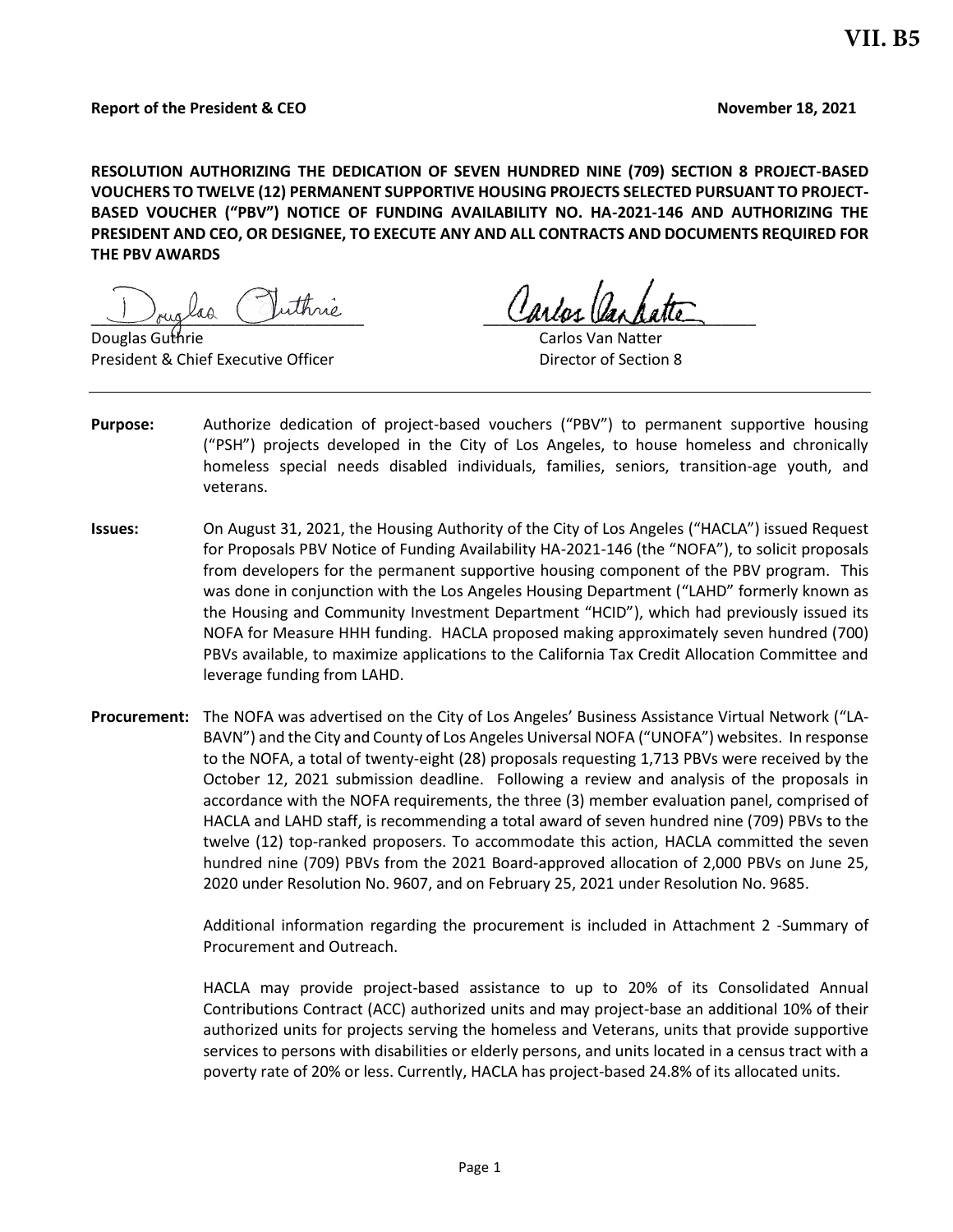VII. B5

**Report of the President & CEO** **November 18, 2021**

**RESOLUTION AUTHORIZING THE DEDICATION OF SEVEN HUNDRED NINE (709) SECTION 8 PROJECT-BASED VOUCHERS TO TWELVE (12) PERMANENT SUPPORTIVE HOUSING PROJECTS SELECTED PURSUANT TO PROJECT-BASED VOUCHER ("PBV") NOTICE OF FUNDING AVAILABILITY NO. HA-2021-146 AND AUTHORIZING THE PRESIDENT AND CEO, OR DESIGNEE, TO EXECUTE ANY AND ALL CONTRACTS AND DOCUMENTS REQUIRED FOR THE PBV AWARDS**

Douglas Guthrie
President & Chief Executive Officer

Carlos Van Natter
Director of Section 8

---

**Purpose:** Authorize dedication of project-based vouchers ("PBV") to permanent supportive housing ("PSH") projects developed in the City of Los Angeles, to house homeless and chronically homeless special needs disabled individuals, families, seniors, transition-age youth, and veterans.

**Issues:** On August 31, 2021, the Housing Authority of the City of Los Angeles ("HACLA") issued Request for Proposals PBV Notice of Funding Availability HA-2021-146 (the "NOFA"), to solicit proposals from developers for the permanent supportive housing component of the PBV program. This was done in conjunction with the Los Angeles Housing Department ("LAHD" formerly known as the Housing and Community Investment Department "HCID"), which had previously issued its NOFA for Measure HHH funding. HACLA proposed making approximately seven hundred (700) PBVs available, to maximize applications to the California Tax Credit Allocation Committee and leverage funding from LAHD.

**Procurement:** The NOFA was advertised on the City of Los Angeles' Business Assistance Virtual Network ("LA-BAVN") and the City and County of Los Angeles Universal NOFA ("UNOFA") websites. In response to the NOFA, a total of twenty-eight (28) proposals requesting 1,713 PBVs were received by the October 12, 2021 submission deadline. Following a review and analysis of the proposals in accordance with the NOFA requirements, the three (3) member evaluation panel, comprised of HACLA and LAHD staff, is recommending a total award of seven hundred nine (709) PBVs to the twelve (12) top-ranked proposers. To accommodate this action, HACLA committed the seven hundred nine (709) PBVs from the 2021 Board-approved allocation of 2,000 PBVs on June 25, 2020 under Resolution No. 9607, and on February 25, 2021 under Resolution No. 9685.

Additional information regarding the procurement is included in Attachment 2 -Summary of Procurement and Outreach.

HACLA may provide project-based assistance to up to 20% of its Consolidated Annual Contributions Contract (ACC) authorized units and may project-base an additional 10% of their authorized units for projects serving the homeless and Veterans, units that provide supportive services to persons with disabilities or elderly persons, and units located in a census tract with a poverty rate of 20% or less. Currently, HACLA has project-based 24.8% of its allocated units.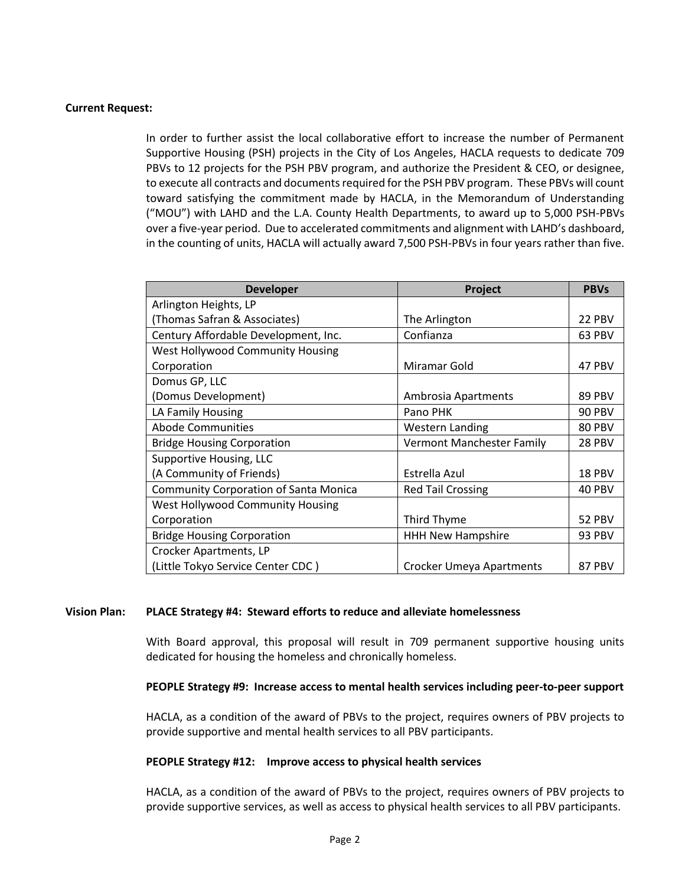**Current Request:**

In order to further assist the local collaborative effort to increase the number of Permanent Supportive Housing (PSH) projects in the City of Los Angeles, HACLA requests to dedicate 709 PBVs to 12 projects for the PSH PBV program, and authorize the President & CEO, or designee, to execute all contracts and documents required for the PSH PBV program. These PBVs will count toward satisfying the commitment made by HACLA, in the Memorandum of Understanding ("MOU") with LAHD and the L.A. County Health Departments, to award up to 5,000 PSH-PBVs over a five-year period. Due to accelerated commitments and alignment with LAHD's dashboard, in the counting of units, HACLA will actually award 7,500 PSH-PBVs in four years rather than five.

| Developer | Project | PBVs |
|---|---|---|
| Arlington Heights, LP (Thomas Safran & Associates) | The Arlington | 22 PBV |
| Century Affordable Development, Inc. | Confianza | 63 PBV |
| West Hollywood Community Housing Corporation | Miramar Gold | 47 PBV |
| Domus GP, LLC (Domus Development) | Ambrosia Apartments | 89 PBV |
| LA Family Housing | Pano PHK | 90 PBV |
| Abode Communities | Western Landing | 80 PBV |
| Bridge Housing Corporation | Vermont Manchester Family | 28 PBV |
| Supportive Housing, LLC (A Community of Friends) | Estrella Azul | 18 PBV |
| Community Corporation of Santa Monica | Red Tail Crossing | 40 PBV |
| West Hollywood Community Housing Corporation | Third Thyme | 52 PBV |
| Bridge Housing Corporation | HHH New Hampshire | 93 PBV |
| Crocker Apartments, LP (Little Tokyo Service Center CDC ) | Crocker Umeya Apartments | 87 PBV |

**Vision Plan:** **PLACE Strategy #4: Steward efforts to reduce and alleviate homelessness**

With Board approval, this proposal will result in 709 permanent supportive housing units dedicated for housing the homeless and chronically homeless.

**PEOPLE Strategy #9: Increase access to mental health services including peer-to-peer support**

HACLA, as a condition of the award of PBVs to the project, requires owners of PBV projects to provide supportive and mental health services to all PBV participants.

**PEOPLE Strategy #12: Improve access to physical health services**

HACLA, as a condition of the award of PBVs to the project, requires owners of PBV projects to provide supportive services, as well as access to physical health services to all PBV participants.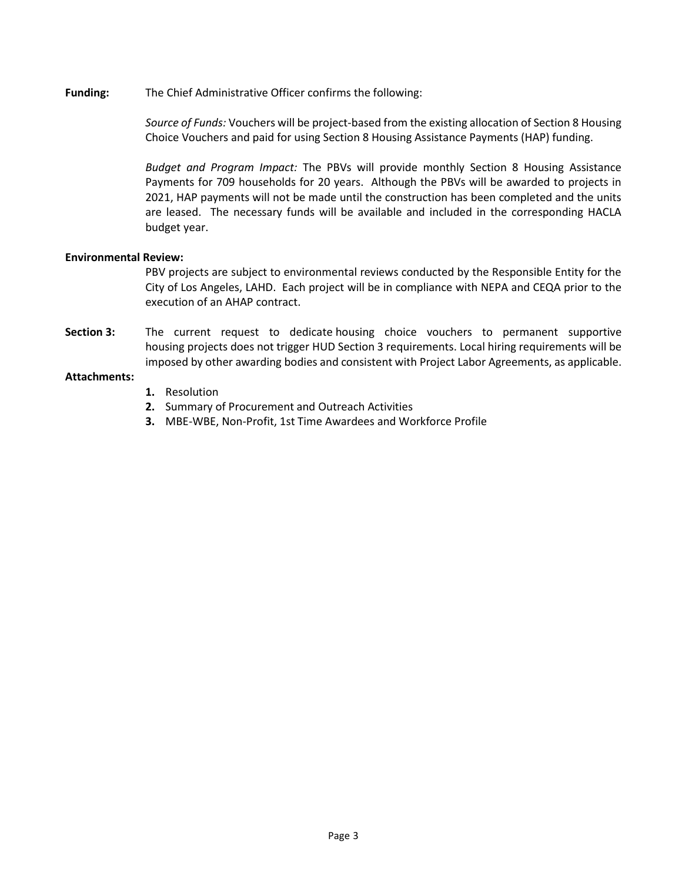**Funding:** The Chief Administrative Officer confirms the following:

*Source of Funds:* Vouchers will be project-based from the existing allocation of Section 8 Housing Choice Vouchers and paid for using Section 8 Housing Assistance Payments (HAP) funding.

*Budget and Program Impact:* The PBVs will provide monthly Section 8 Housing Assistance Payments for 709 households for 20 years. Although the PBVs will be awarded to projects in 2021, HAP payments will not be made until the construction has been completed and the units are leased. The necessary funds will be available and included in the corresponding HACLA budget year.

**Environmental Review:**

PBV projects are subject to environmental reviews conducted by the Responsible Entity for the City of Los Angeles, LAHD. Each project will be in compliance with NEPA and CEQA prior to the execution of an AHAP contract.

**Section 3:** The current request to dedicate housing choice vouchers to permanent supportive housing projects does not trigger HUD Section 3 requirements. Local hiring requirements will be imposed by other awarding bodies and consistent with Project Labor Agreements, as applicable.

**Attachments:**

1. Resolution
2. Summary of Procurement and Outreach Activities
3. MBE-WBE, Non-Profit, 1st Time Awardees and Workforce Profile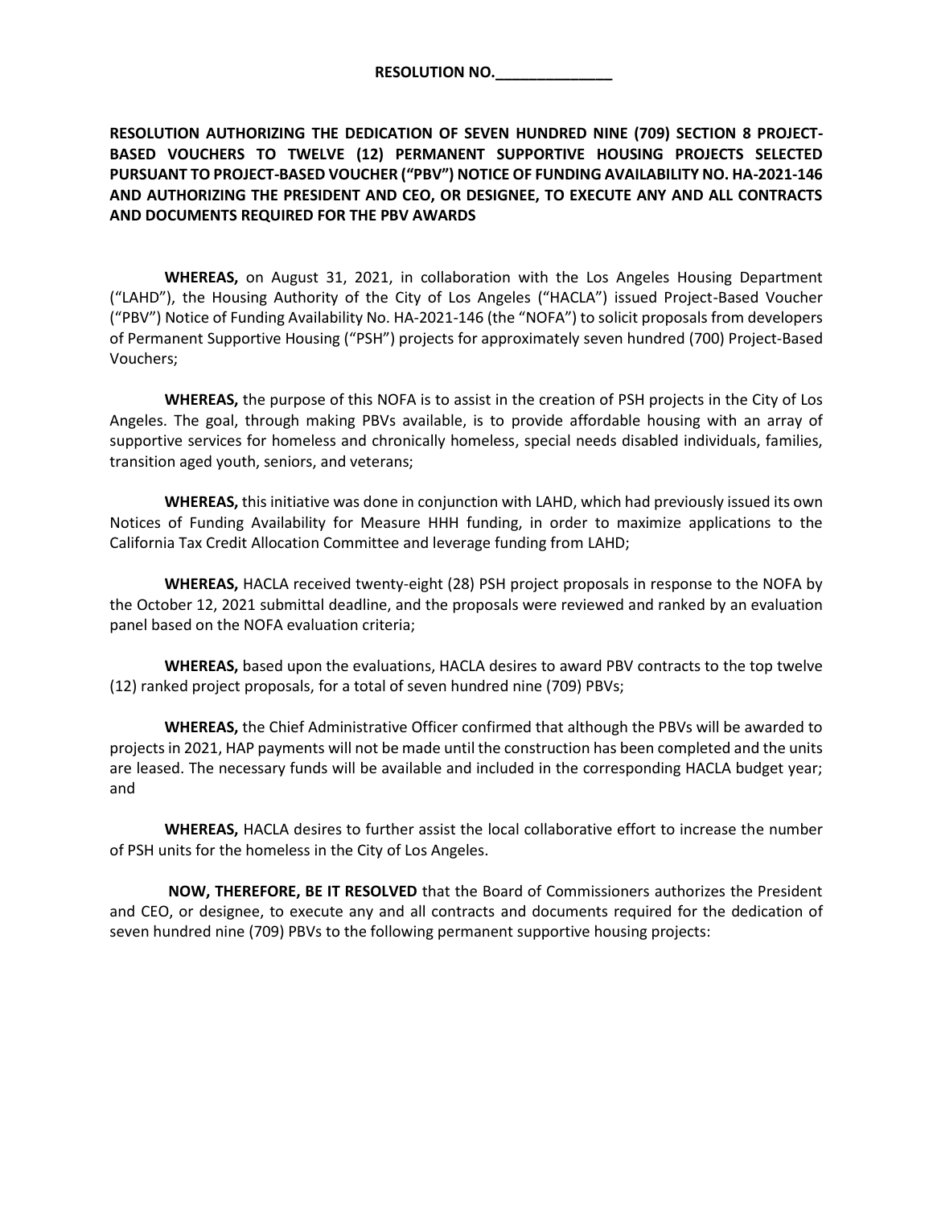**RESOLUTION NO.______________**

**RESOLUTION AUTHORIZING THE DEDICATION OF SEVEN HUNDRED NINE (709) SECTION 8 PROJECT-BASED VOUCHERS TO TWELVE (12) PERMANENT SUPPORTIVE HOUSING PROJECTS SELECTED PURSUANT TO PROJECT-BASED VOUCHER ("PBV") NOTICE OF FUNDING AVAILABILITY NO. HA-2021-146 AND AUTHORIZING THE PRESIDENT AND CEO, OR DESIGNEE, TO EXECUTE ANY AND ALL CONTRACTS AND DOCUMENTS REQUIRED FOR THE PBV AWARDS**

**WHEREAS,** on August 31, 2021, in collaboration with the Los Angeles Housing Department ("LAHD"), the Housing Authority of the City of Los Angeles ("HACLA") issued Project-Based Voucher ("PBV") Notice of Funding Availability No. HA-2021-146 (the "NOFA") to solicit proposals from developers of Permanent Supportive Housing ("PSH") projects for approximately seven hundred (700) Project-Based Vouchers;

**WHEREAS,** the purpose of this NOFA is to assist in the creation of PSH projects in the City of Los Angeles. The goal, through making PBVs available, is to provide affordable housing with an array of supportive services for homeless and chronically homeless, special needs disabled individuals, families, transition aged youth, seniors, and veterans;

**WHEREAS,** this initiative was done in conjunction with LAHD, which had previously issued its own Notices of Funding Availability for Measure HHH funding, in order to maximize applications to the California Tax Credit Allocation Committee and leverage funding from LAHD;

**WHEREAS,** HACLA received twenty-eight (28) PSH project proposals in response to the NOFA by the October 12, 2021 submittal deadline, and the proposals were reviewed and ranked by an evaluation panel based on the NOFA evaluation criteria;

**WHEREAS,** based upon the evaluations, HACLA desires to award PBV contracts to the top twelve (12) ranked project proposals, for a total of seven hundred nine (709) PBVs;

**WHEREAS,** the Chief Administrative Officer confirmed that although the PBVs will be awarded to projects in 2021, HAP payments will not be made until the construction has been completed and the units are leased. The necessary funds will be available and included in the corresponding HACLA budget year; and

**WHEREAS,** HACLA desires to further assist the local collaborative effort to increase the number of PSH units for the homeless in the City of Los Angeles.

**NOW, THEREFORE, BE IT RESOLVED** that the Board of Commissioners authorizes the President and CEO, or designee, to execute any and all contracts and documents required for the dedication of seven hundred nine (709) PBVs to the following permanent supportive housing projects: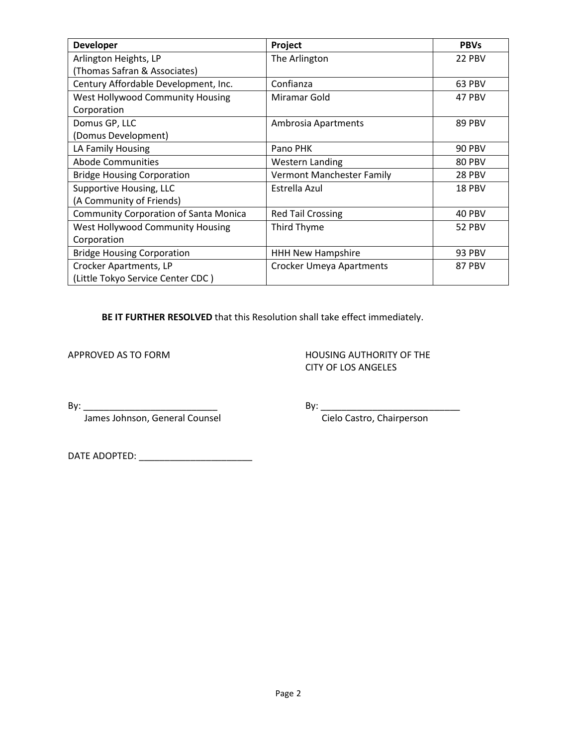| Developer | Project | PBVs |
|---|---|---|
| Arlington Heights, LP (Thomas Safran & Associates) | The Arlington | 22 PBV |
| Century Affordable Development, Inc. | Confianza | 63 PBV |
| West Hollywood Community Housing Corporation | Miramar Gold | 47 PBV |
| Domus GP, LLC (Domus Development) | Ambrosia Apartments | 89 PBV |
| LA Family Housing | Pano PHK | 90 PBV |
| Abode Communities | Western Landing | 80 PBV |
| Bridge Housing Corporation | Vermont Manchester Family | 28 PBV |
| Supportive Housing, LLC (A Community of Friends) | Estrella Azul | 18 PBV |
| Community Corporation of Santa Monica | Red Tail Crossing | 40 PBV |
| West Hollywood Community Housing Corporation | Third Thyme | 52 PBV |
| Bridge Housing Corporation | HHH New Hampshire | 93 PBV |
| Crocker Apartments, LP (Little Tokyo Service Center CDC ) | Crocker Umeya Apartments | 87 PBV |

**BE IT FURTHER RESOLVED** that this Resolution shall take effect immediately.

APPROVED AS TO FORM

By: ___________________________
James Johnson, General Counsel

HOUSING AUTHORITY OF THE CITY OF LOS ANGELES

By: ___________________________
Cielo Castro, Chairperson

DATE ADOPTED: _______________________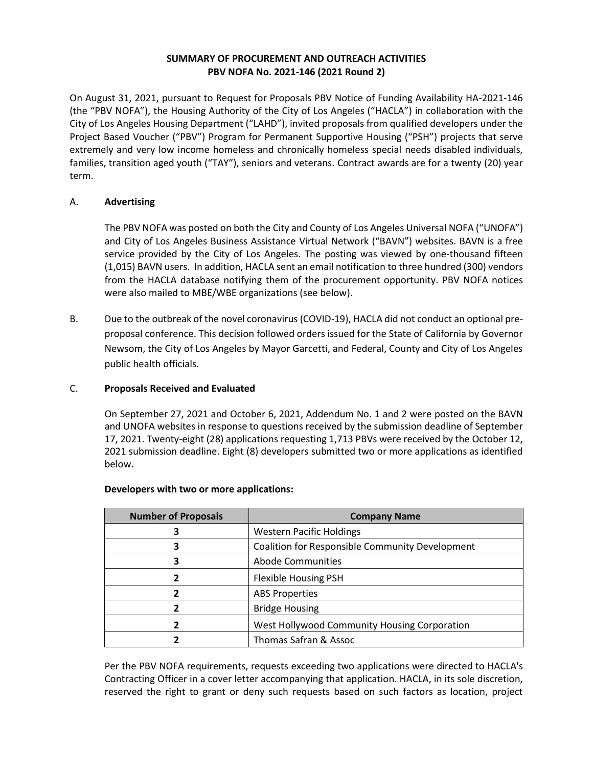**SUMMARY OF PROCUREMENT AND OUTREACH ACTIVITIES**
**PBV NOFA No. 2021-146 (2021 Round 2)**

On August 31, 2021, pursuant to Request for Proposals PBV Notice of Funding Availability HA-2021-146 (the "PBV NOFA"), the Housing Authority of the City of Los Angeles ("HACLA") in collaboration with the City of Los Angeles Housing Department ("LAHD"), invited proposals from qualified developers under the Project Based Voucher ("PBV") Program for Permanent Supportive Housing ("PSH") projects that serve extremely and very low income homeless and chronically homeless special needs disabled individuals, families, transition aged youth ("TAY"), seniors and veterans. Contract awards are for a twenty (20) year term.

A. **Advertising**

The PBV NOFA was posted on both the City and County of Los Angeles Universal NOFA ("UNOFA") and City of Los Angeles Business Assistance Virtual Network ("BAVN") websites. BAVN is a free service provided by the City of Los Angeles. The posting was viewed by one-thousand fifteen (1,015) BAVN users. In addition, HACLA sent an email notification to three hundred (300) vendors from the HACLA database notifying them of the procurement opportunity. PBV NOFA notices were also mailed to MBE/WBE organizations (see below).

B. Due to the outbreak of the novel coronavirus (COVID-19), HACLA did not conduct an optional pre-proposal conference. This decision followed orders issued for the State of California by Governor Newsom, the City of Los Angeles by Mayor Garcetti, and Federal, County and City of Los Angeles public health officials.

C. **Proposals Received and Evaluated**

On September 27, 2021 and October 6, 2021, Addendum No. 1 and 2 were posted on the BAVN and UNOFA websites in response to questions received by the submission deadline of September 17, 2021. Twenty-eight (28) applications requesting 1,713 PBVs were received by the October 12, 2021 submission deadline. Eight (8) developers submitted two or more applications as identified below.

**Developers with two or more applications:**

| Number of Proposals | Company Name |
|---|---|
| 3 | Western Pacific Holdings |
| 3 | Coalition for Responsible Community Development |
| 3 | Abode Communities |
| 2 | Flexible Housing PSH |
| 2 | ABS Properties |
| 2 | Bridge Housing |
| 2 | West Hollywood Community Housing Corporation |
| 2 | Thomas Safran & Assoc |

Per the PBV NOFA requirements, requests exceeding two applications were directed to HACLA's Contracting Officer in a cover letter accompanying that application. HACLA, in its sole discretion, reserved the right to grant or deny such requests based on such factors as location, project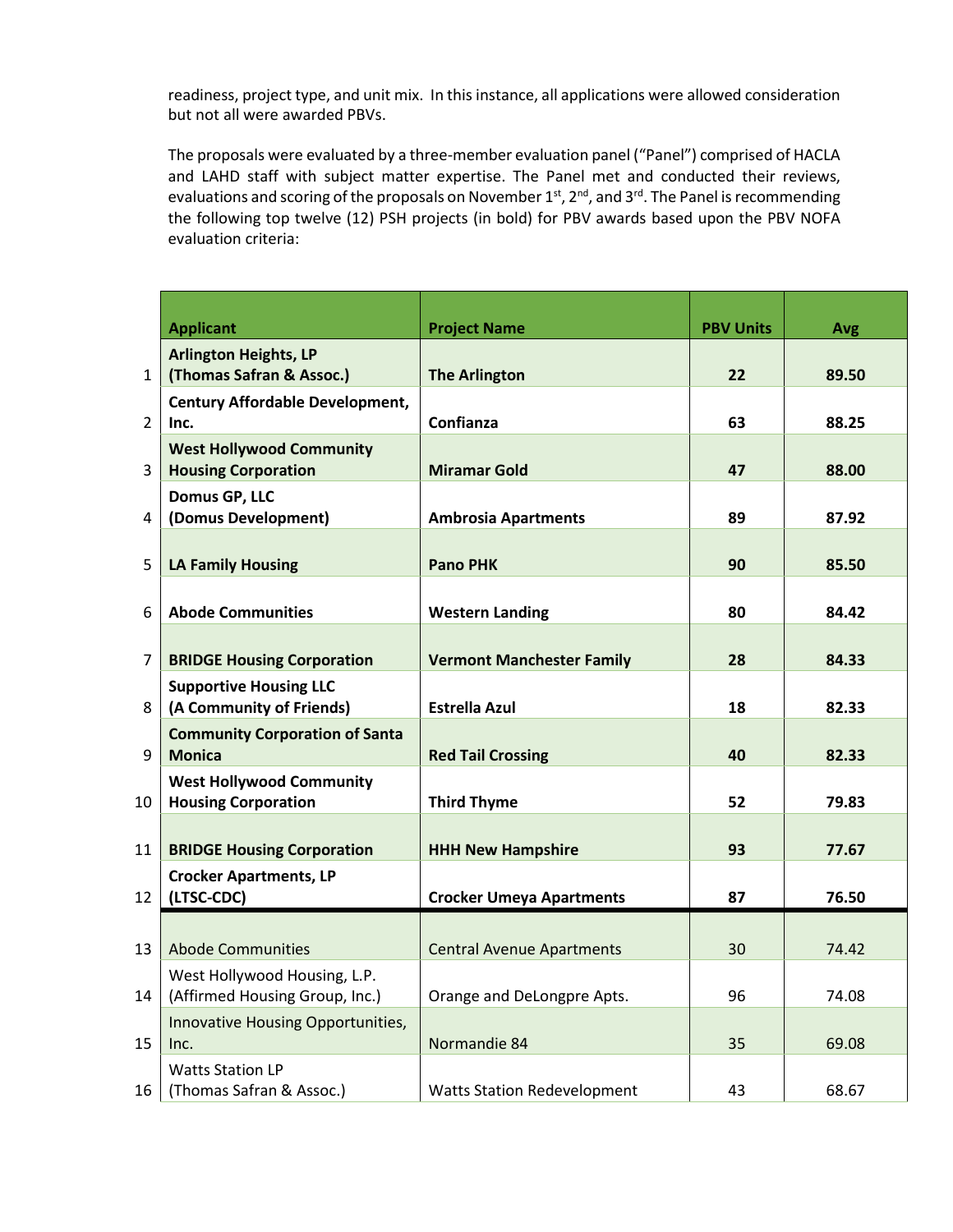readiness, project type, and unit mix. In this instance, all applications were allowed consideration but not all were awarded PBVs.

The proposals were evaluated by a three-member evaluation panel ("Panel") comprised of HACLA and LAHD staff with subject matter expertise. The Panel met and conducted their reviews, evaluations and scoring of the proposals on November 1st, 2nd, and 3rd. The Panel is recommending the following top twelve (12) PSH projects (in bold) for PBV awards based upon the PBV NOFA evaluation criteria:

| | Applicant | Project Name | PBV Units | Avg |
|---|---|---|---|---|
| 1 | **Arlington Heights, LP (Thomas Safran & Assoc.)** | **The Arlington** | **22** | **89.50** |
| 2 | **Century Affordable Development, Inc.** | **Confianza** | **63** | **88.25** |
| 3 | **West Hollywood Community Housing Corporation** | **Miramar Gold** | **47** | **88.00** |
| 4 | **Domus GP, LLC (Domus Development)** | **Ambrosia Apartments** | **89** | **87.92** |
| 5 | **LA Family Housing** | **Pano PHK** | **90** | **85.50** |
| 6 | **Abode Communities** | **Western Landing** | **80** | **84.42** |
| 7 | **BRIDGE Housing Corporation** | **Vermont Manchester Family** | **28** | **84.33** |
| 8 | **Supportive Housing LLC (A Community of Friends)** | **Estrella Azul** | **18** | **82.33** |
| 9 | **Community Corporation of Santa Monica** | **Red Tail Crossing** | **40** | **82.33** |
| 10 | **West Hollywood Community Housing Corporation** | **Third Thyme** | **52** | **79.83** |
| 11 | **BRIDGE Housing Corporation** | **HHH New Hampshire** | **93** | **77.67** |
| 12 | **Crocker Apartments, LP (LTSC-CDC)** | **Crocker Umeya Apartments** | **87** | **76.50** |
| 13 | Abode Communities | Central Avenue Apartments | 30 | 74.42 |
| 14 | West Hollywood Housing, L.P. (Affirmed Housing Group, Inc.) | Orange and DeLongpre Apts. | 96 | 74.08 |
| 15 | Innovative Housing Opportunities, Inc. | Normandie 84 | 35 | 69.08 |
| 16 | Watts Station LP (Thomas Safran & Assoc.) | Watts Station Redevelopment | 43 | 68.67 |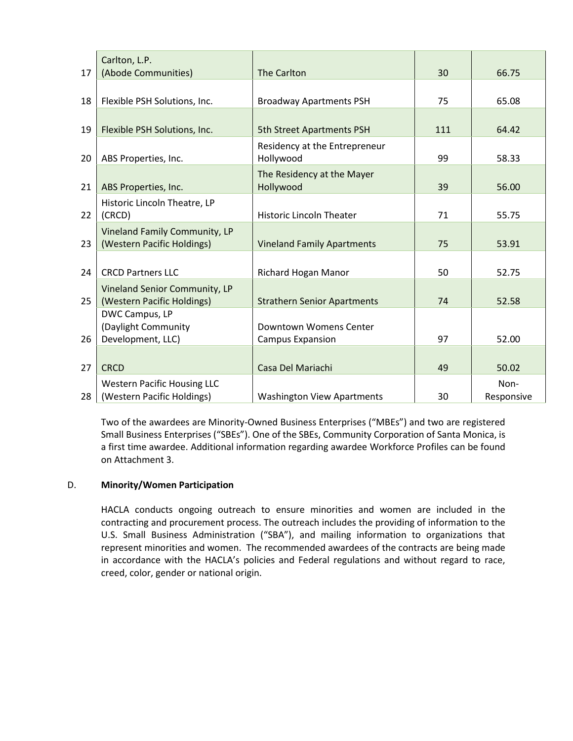| | | | | |
|---|---|---|---|---|
| 17 | Carlton, L.P. (Abode Communities) | The Carlton | 30 | 66.75 |
| 18 | Flexible PSH Solutions, Inc. | Broadway Apartments PSH | 75 | 65.08 |
| 19 | Flexible PSH Solutions, Inc. | 5th Street Apartments PSH | 111 | 64.42 |
| 20 | ABS Properties, Inc. | Residency at the Entrepreneur Hollywood | 99 | 58.33 |
| 21 | ABS Properties, Inc. | The Residency at the Mayer Hollywood | 39 | 56.00 |
| 22 | Historic Lincoln Theatre, LP (CRCD) | Historic Lincoln Theater | 71 | 55.75 |
| 23 | Vineland Family Community, LP (Western Pacific Holdings) | Vineland Family Apartments | 75 | 53.91 |
| 24 | CRCD Partners LLC | Richard Hogan Manor | 50 | 52.75 |
| 25 | Vineland Senior Community, LP (Western Pacific Holdings) | Strathern Senior Apartments | 74 | 52.58 |
| 26 | DWC Campus, LP (Daylight Community Development, LLC) | Downtown Womens Center Campus Expansion | 97 | 52.00 |
| 27 | CRCD | Casa Del Mariachi | 49 | 50.02 |
| 28 | Western Pacific Housing LLC (Western Pacific Holdings) | Washington View Apartments | 30 | Non-Responsive |

Two of the awardees are Minority-Owned Business Enterprises ("MBEs") and two are registered Small Business Enterprises ("SBEs"). One of the SBEs, Community Corporation of Santa Monica, is a first time awardee. Additional information regarding awardee Workforce Profiles can be found on Attachment 3.

D. **Minority/Women Participation**

HACLA conducts ongoing outreach to ensure minorities and women are included in the contracting and procurement process. The outreach includes the providing of information to the U.S. Small Business Administration ("SBA"), and mailing information to organizations that represent minorities and women. The recommended awardees of the contracts are being made in accordance with the HACLA's policies and Federal regulations and without regard to race, creed, color, gender or national origin.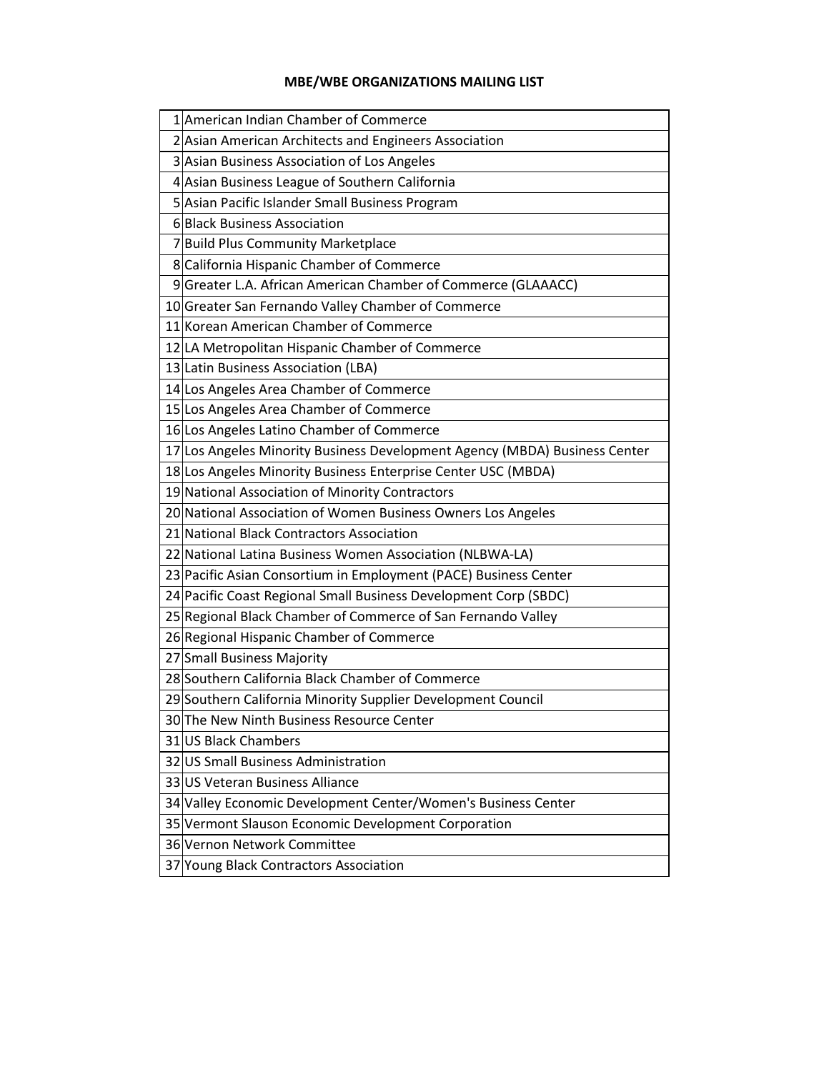**MBE/WBE ORGANIZATIONS MAILING LIST**

| | |
|---|---|
| 1 | American Indian Chamber of Commerce |
| 2 | Asian American Architects and Engineers Association |
| 3 | Asian Business Association of Los Angeles |
| 4 | Asian Business League of Southern California |
| 5 | Asian Pacific Islander Small Business Program |
| 6 | Black Business Association |
| 7 | Build Plus Community Marketplace |
| 8 | California Hispanic Chamber of Commerce |
| 9 | Greater L.A. African American Chamber of Commerce (GLAAACC) |
| 10 | Greater San Fernando Valley Chamber of Commerce |
| 11 | Korean American Chamber of Commerce |
| 12 | LA Metropolitan Hispanic Chamber of Commerce |
| 13 | Latin Business Association (LBA) |
| 14 | Los Angeles Area Chamber of Commerce |
| 15 | Los Angeles Area Chamber of Commerce |
| 16 | Los Angeles Latino Chamber of Commerce |
| 17 | Los Angeles Minority Business Development Agency (MBDA) Business Center |
| 18 | Los Angeles Minority Business Enterprise Center USC (MBDA) |
| 19 | National Association of Minority Contractors |
| 20 | National Association of Women Business Owners Los Angeles |
| 21 | National Black Contractors Association |
| 22 | National Latina Business Women Association (NLBWA-LA) |
| 23 | Pacific Asian Consortium in Employment (PACE) Business Center |
| 24 | Pacific Coast Regional Small Business Development Corp (SBDC) |
| 25 | Regional Black Chamber of Commerce of San Fernando Valley |
| 26 | Regional Hispanic Chamber of Commerce |
| 27 | Small Business Majority |
| 28 | Southern California Black Chamber of Commerce |
| 29 | Southern California Minority Supplier Development Council |
| 30 | The New Ninth Business Resource Center |
| 31 | US Black Chambers |
| 32 | US Small Business Administration |
| 33 | US Veteran Business Alliance |
| 34 | Valley Economic Development Center/Women's Business Center |
| 35 | Vermont Slauson Economic Development Corporation |
| 36 | Vernon Network Committee |
| 37 | Young Black Contractors Association |